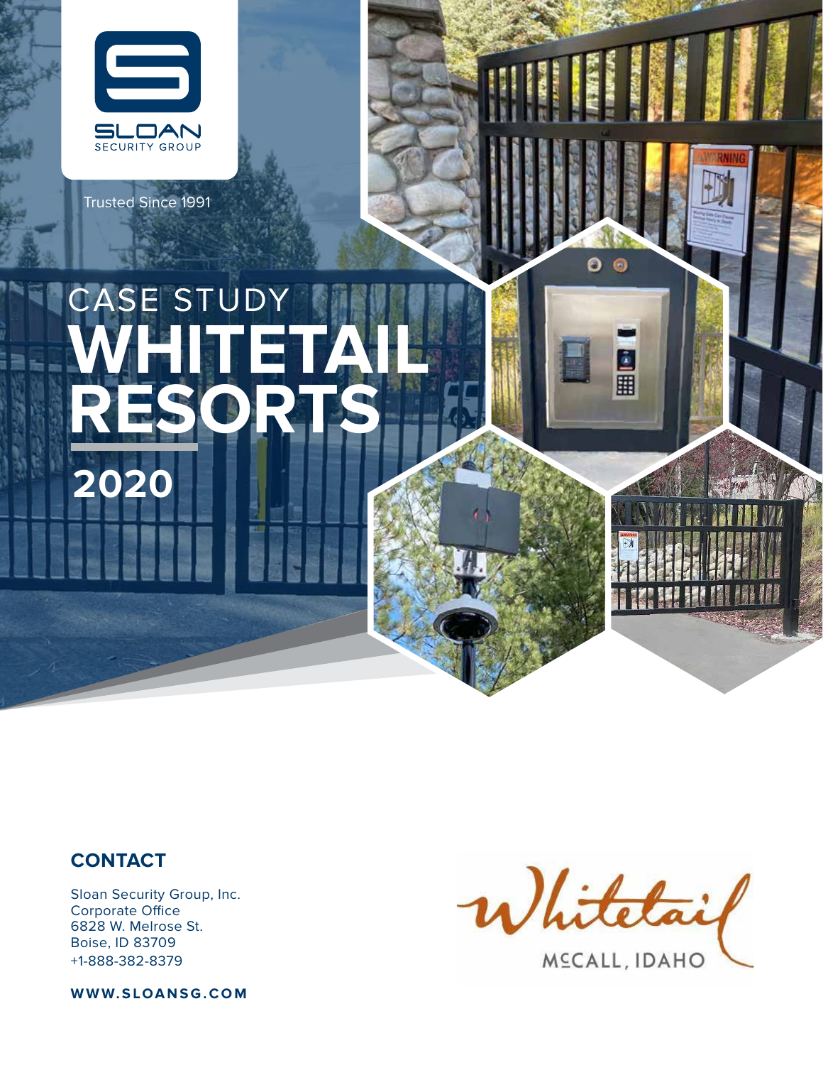SLOAN
SECURITY GROUP

Trusted Since 1991

# CASE STUDY WHITETAIL RESORTS

## 2020

### CONTACT

Sloan Security Group, Inc.
Corporate Office
6828 W. Melrose St.
Boise, ID 83709
+1-888-382-8379

**WWW.SLOANSG.COM**

Whitetail
McCALL, IDAHO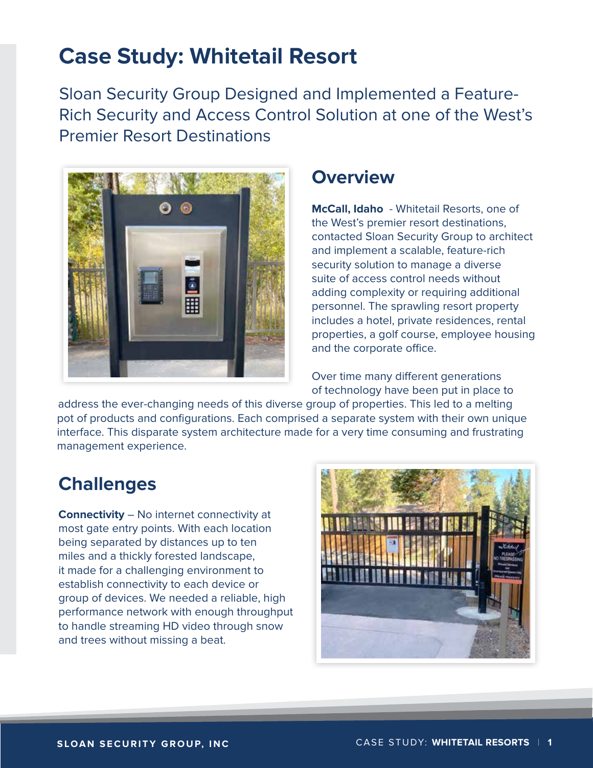# Case Study: Whitetail Resort

Sloan Security Group Designed and Implemented a Feature-Rich Security and Access Control Solution at one of the West's Premier Resort Destinations

## Overview

**McCall, Idaho** - Whitetail Resorts, one of the West's premier resort destinations, contacted Sloan Security Group to architect and implement a scalable, feature-rich security solution to manage a diverse suite of access control needs without adding complexity or requiring additional personnel. The sprawling resort property includes a hotel, private residences, rental properties, a golf course, employee housing and the corporate office.

Over time many different generations of technology have been put in place to address the ever-changing needs of this diverse group of properties. This led to a melting pot of products and configurations. Each comprised a separate system with their own unique interface. This disparate system architecture made for a very time consuming and frustrating management experience.

## Challenges

**Connectivity** – No internet connectivity at most gate entry points. With each location being separated by distances up to ten miles and a thickly forested landscape, it made for a challenging environment to establish connectivity to each device or group of devices. We needed a reliable, high performance network with enough throughput to handle streaming HD video through snow and trees without missing a beat.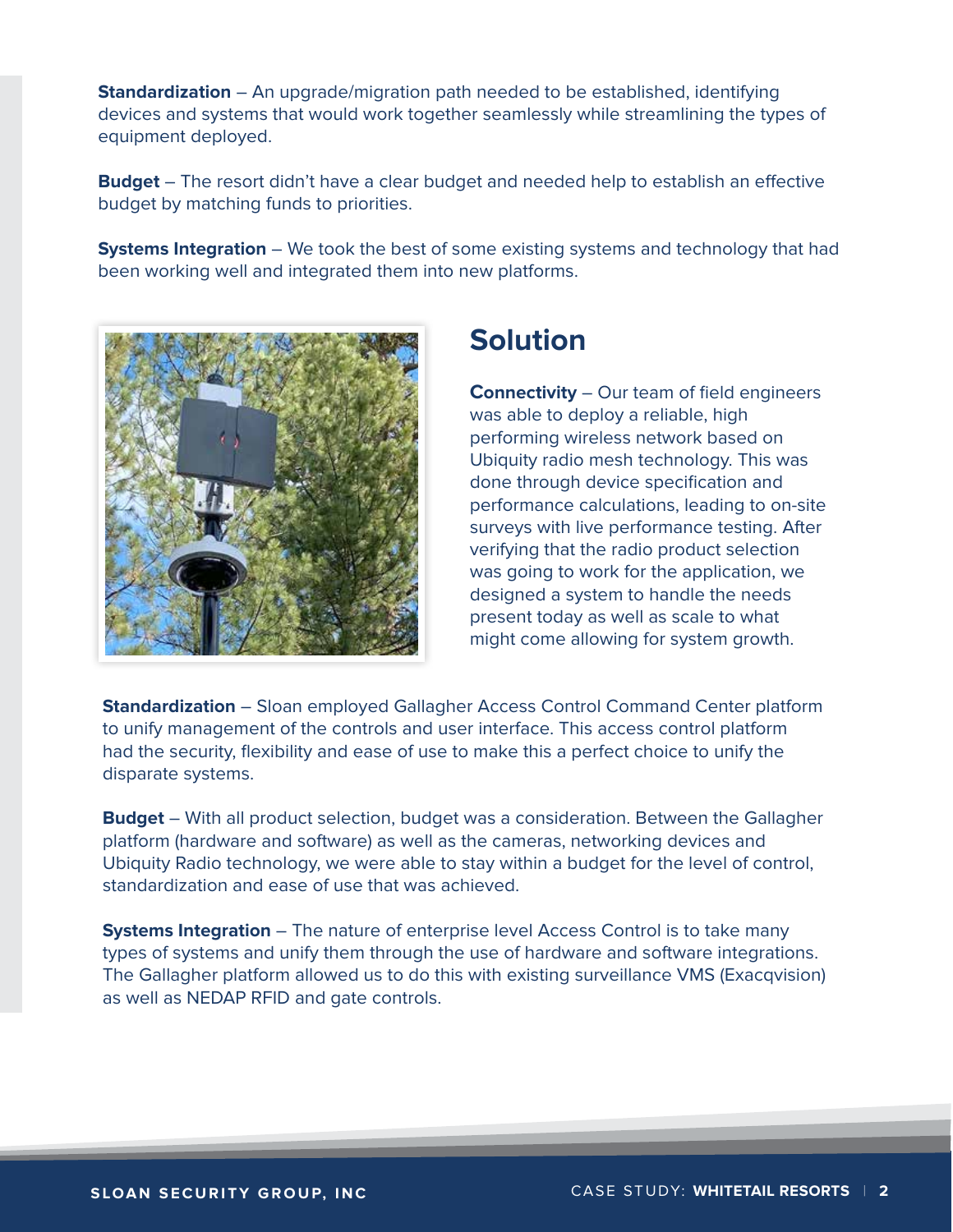**Standardization** – An upgrade/migration path needed to be established, identifying devices and systems that would work together seamlessly while streamlining the types of equipment deployed.

**Budget** – The resort didn't have a clear budget and needed help to establish an effective budget by matching funds to priorities.

**Systems Integration** – We took the best of some existing systems and technology that had been working well and integrated them into new platforms.

## Solution

**Connectivity** – Our team of field engineers was able to deploy a reliable, high performing wireless network based on Ubiquity radio mesh technology. This was done through device specification and performance calculations, leading to on-site surveys with live performance testing. After verifying that the radio product selection was going to work for the application, we designed a system to handle the needs present today as well as scale to what might come allowing for system growth.

**Standardization** – Sloan employed Gallagher Access Control Command Center platform to unify management of the controls and user interface. This access control platform had the security, flexibility and ease of use to make this a perfect choice to unify the disparate systems.

**Budget** – With all product selection, budget was a consideration. Between the Gallagher platform (hardware and software) as well as the cameras, networking devices and Ubiquity Radio technology, we were able to stay within a budget for the level of control, standardization and ease of use that was achieved.

**Systems Integration** – The nature of enterprise level Access Control is to take many types of systems and unify them through the use of hardware and software integrations. The Gallagher platform allowed us to do this with existing surveillance VMS (Exacqvision) as well as NEDAP RFID and gate controls.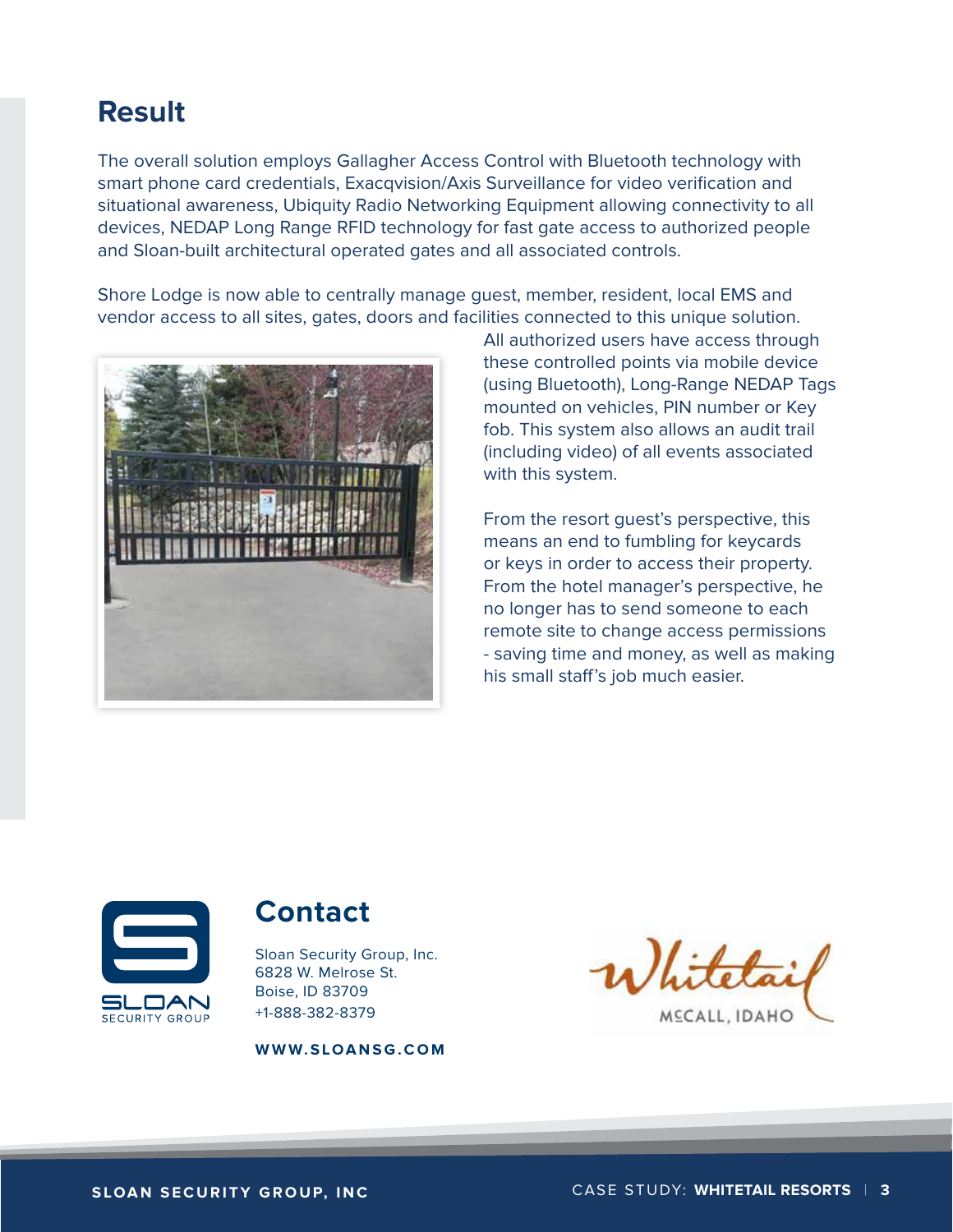## Result

The overall solution employs Gallagher Access Control with Bluetooth technology with smart phone card credentials, Exacqvision/Axis Surveillance for video verification and situational awareness, Ubiquity Radio Networking Equipment allowing connectivity to all devices, NEDAP Long Range RFID technology for fast gate access to authorized people and Sloan-built architectural operated gates and all associated controls.

Shore Lodge is now able to centrally manage guest, member, resident, local EMS and vendor access to all sites, gates, doors and facilities connected to this unique solution. All authorized users have access through these controlled points via mobile device (using Bluetooth), Long-Range NEDAP Tags mounted on vehicles, PIN number or Key fob. This system also allows an audit trail (including video) of all events associated with this system.

From the resort guest's perspective, this means an end to fumbling for keycards or keys in order to access their property. From the hotel manager's perspective, he no longer has to send someone to each remote site to change access permissions - saving time and money, as well as making his small staff's job much easier.

## Contact

Sloan Security Group, Inc.
6828 W. Melrose St.
Boise, ID 83709
+1-888-382-8379

**WWW.SLOANSG.COM**